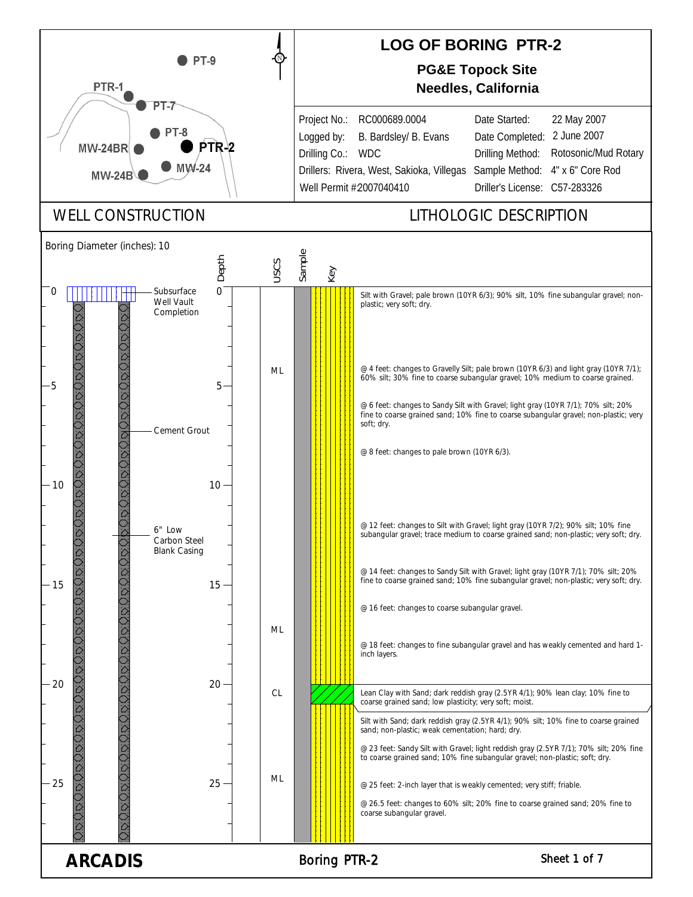# LOG OF BORING PTR-2

**PG&E Topock Site**
**Needles, California**

Map labels: PT-9, PTR-1, PT-7, PT-8, PTR-2, MW-24BR, MW-24, MW-24B

| | | | |
|---|---|---|---|
| Project No.: | RC000689.0004 | Date Started: | 22 May 2007 |
| Logged by: | B. Bardsley/ B. Evans | Date Completed: | 2 June 2007 |
| Drilling Co.: | WDC | Drilling Method: | Rotosonic/Mud Rotary |
| Drillers: | Rivera, West, Sakioka, Villegas | Sample Method: | 4" x 6" Core Rod |
| Well Permit #2007040410 | | Driller's License: | C57-283326 |

## WELL CONSTRUCTION

Boring Diameter (inches): 10

- 0: Subsurface Well Vault Completion
- Cement Grout
- 6" Low Carbon Steel Blank Casing

## LITHOLOGIC DESCRIPTION

| Depth | USCS | Description |
|---|---|---|
| 0 | ML | Silt with Gravel; pale brown (10YR 6/3); 90% silt, 10% fine subangular gravel; non-plastic; very soft; dry. |
| | | @ 4 feet: changes to Gravelly Silt; pale brown (10YR 6/3) and light gray (10YR 7/1); 60% silt; 30% fine to coarse subangular gravel; 10% medium to coarse grained. |
| | | @ 6 feet: changes to Sandy Silt with Gravel; light gray (10YR 7/1); 70% silt; 20% fine to coarse grained sand; 10% fine to coarse subangular gravel; non-plastic; very soft; dry. |
| | | @ 8 feet: changes to pale brown (10YR 6/3). |
| | | @ 12 feet: changes to Silt with Gravel; light gray (10YR 7/2); 90% silt; 10% fine subangular gravel; trace medium to coarse grained sand; non-plastic; very soft; dry. |
| | | @ 14 feet: changes to Sandy Silt with Gravel; light gray (10YR 7/1); 70% silt; 20% fine to coarse grained sand; 10% fine subangular gravel; non-plastic; very soft; dry. |
| | | @ 16 feet: changes to coarse subangular gravel. |
| | ML | @ 18 feet: changes to fine subangular gravel and has weakly cemented and hard 1-inch layers. |
| 20 | CL | Lean Clay with Sand; dark reddish gray (2.5YR 4/1); 90% lean clay; 10% fine to coarse grained sand; low plasticity; very soft; moist. |
| | ML | Silt with Sand; dark reddish gray (2.5YR 4/1); 90% silt; 10% fine to coarse grained sand; non-plastic; weak cementation; hard; dry. |
| | | @ 23 feet: Sandy Silt with Gravel; light reddish gray (2.5YR 7/1); 70% silt; 20% fine to coarse grained sand; 10% fine subangular gravel; non-plastic; soft; dry. |
| | | @ 25 feet: 2-inch layer that is weakly cemented; very stiff; friable. |
| | | @ 26.5 feet: changes to 60% silt; 20% fine to coarse grained sand; 20% fine to coarse subangular gravel. |

ARCADIS — Boring PTR-2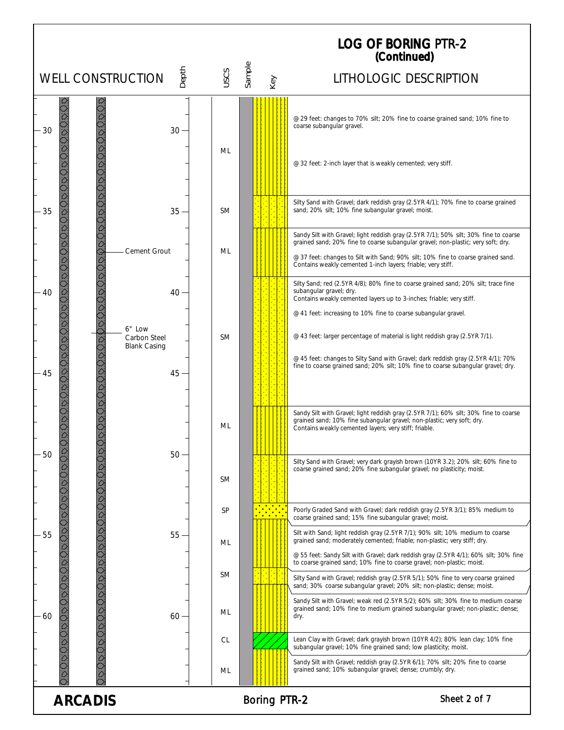# LOG OF BORING PTR-2 (Continued)

**WELL CONSTRUCTION** — Cement Grout; 6" Low Carbon Steel Blank Casing

| Depth | USCS | Lithologic Description |
|---|---|---|
| 29–35 | ML | @ 29 feet: changes to 70% silt; 20% fine to coarse grained sand; 10% fine to coarse subangular gravel.<br>@ 32 feet: 2-inch layer that is weakly cemented; very stiff. |
| 35–37 | SM | Silty Sand with Gravel; dark reddish gray (2.5YR 4/1); 70% fine to coarse grained sand; 20% silt; 10% fine subangular gravel; moist. |
| 37–39 | ML | Sandy Silt with Gravel; light reddish gray (2.5YR 7/1); 50% silt; 30% fine to coarse grained sand; 20% fine to coarse subangular gravel; non-plastic; very soft; dry.<br>@ 37 feet: changes to Silt with Sand; 90% silt; 10% fine to coarse grained sand. Contains weakly cemented 1-inch layers; friable; very stiff. |
| 39–47 | SM | Silty Sand; red (2.5YR 4/8); 80% fine to coarse grained sand; 20% silt; trace fine subangular gravel; dry.<br>Contains weakly cemented layers up to 3-inches; friable; very stiff.<br>@ 41 feet: increasing to 10% fine to coarse subangular gravel.<br>@ 43 feet: larger percentage of material is light reddish gray (2.5YR 7/1).<br>@ 45 feet: changes to Silty Sand with Gravel; dark reddish gray (2.5YR 4/1); 70% fine to coarse grained sand; 20% silt; 10% fine to coarse subangular gravel; dry. |
| 47–50 | ML | Sandy Silt with Gravel; light reddish gray (2.5YR 7/1); 60% silt; 30% fine to coarse grained sand; 10% fine subangular gravel; non-plastic; very soft; dry.<br>Contains weakly cemented layers; very stiff; friable. |
| 50–53 | SM | Silty Sand with Gravel; very dark grayish brown (10YR 3.2); 20% silt; 60% fine to coarse grained sand; 20% fine subangular gravel; no plasticity; moist. |
| 53–54 | SP | Poorly Graded Sand with Gravel; dark reddish gray (2.5YR 3/1); 85% medium to coarse grained sand; 15% fine subangular gravel; moist. |
| 54–56 | ML | Silt with Sand; light reddish gray (2.5YR 7/1); 90% silt; 10% medium to coarse grained sand; moderately cemented; friable; non-plastic; very stiff; dry.<br>@ 55 feet: Sandy Silt with Gravel; dark reddish gray (2.5YR 4/1); 60% silt; 30% fine to coarse grained sand; 10% fine to coarse gravel; non-plastic; moist. |
| 56–58 | SM | Silty Sand with Gravel; reddish gray (2.5YR 5/1); 50% fine to very coarse grained sand; 30% coarse subangular gravel; 20% silt; non-plastic; dense; moist. |
| 58–61 | ML | Sandy Silt with Gravel; weak red (2.5YR 5/2); 60% silt; 30% fine to medium coarse grained sand; 10% fine to medium grained subangular gravel; non-plastic; dense; dry. |
| 61–62 | CL | Lean Clay with Gravel; dark grayish brown (10YR 4/2); 80% lean clay; 10% fine subangular gravel; 10% fine grained sand; low plasticity; moist. |
| 62–64 | ML | Sandy Silt with Gravel; reddish gray (2.5YR 6/1); 70% silt; 20% fine to coarse grained sand; 10% subangular gravel; dense; crumbly; dry. |

**ARCADIS** — Boring PTR-2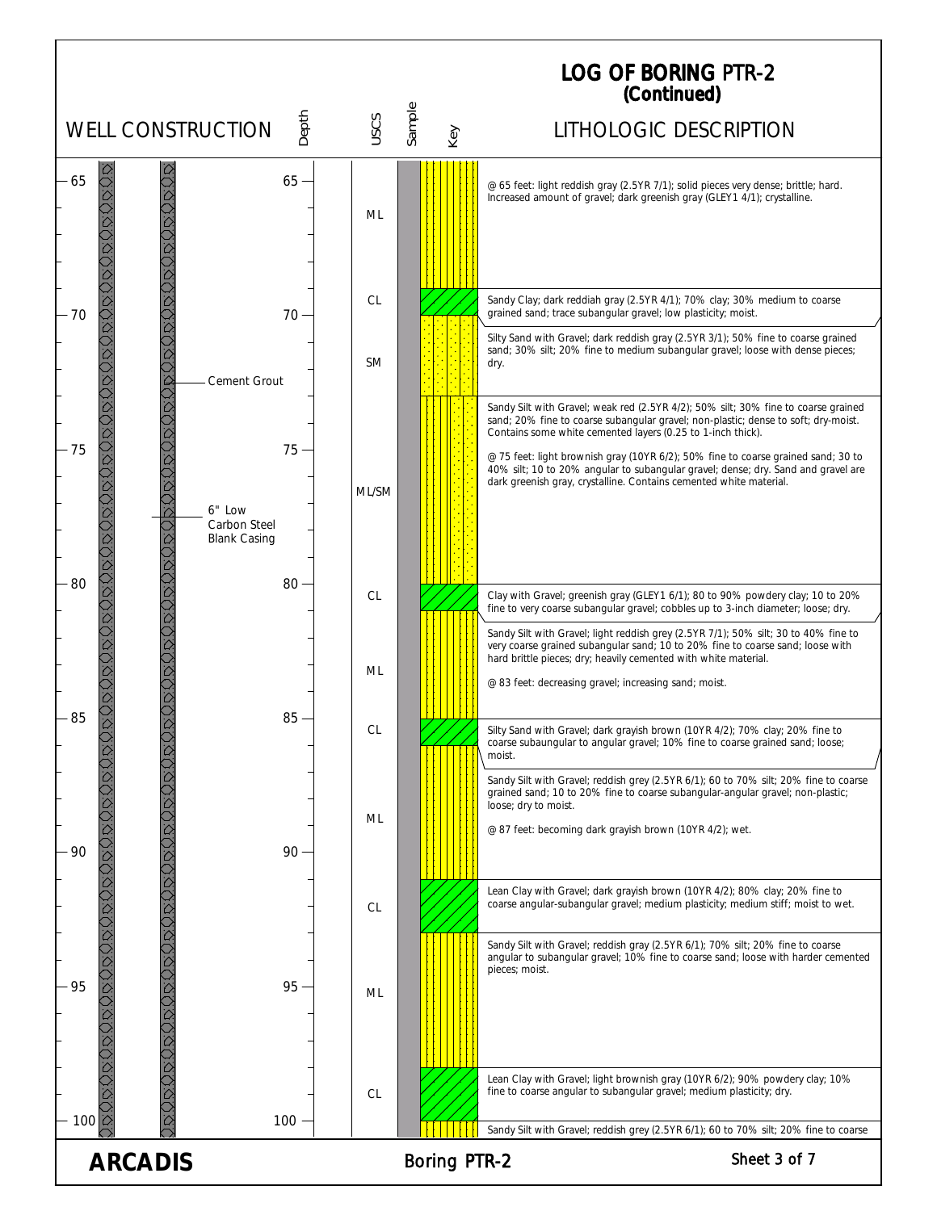# LOG OF BORING PTR-2
## (Continued)

| Depth | USCS | Lithologic Description |
|---|---|---|
| 65 | ML | @ 65 feet: light reddish gray (2.5YR 7/1); solid pieces very dense; brittle; hard. Increased amount of gravel; dark greenish gray (GLEY1 4/1); crystalline. |
| 69 | CL | Sandy Clay; dark reddiah gray (2.5YR 4/1); 70% clay; 30% medium to coarse grained sand; trace subangular gravel; low plasticity; moist. |
| 70 | SM | Silty Sand with Gravel; dark reddish gray (2.5YR 3/1); 50% fine to coarse grained sand; 30% silt; 20% fine to medium subangular gravel; loose with dense pieces; dry. |
| 73 | ML/SM | Sandy Silt with Gravel; weak red (2.5YR 4/2); 50% silt; 30% fine to coarse grained sand; 20% fine to coarse subangular gravel; non-plastic; dense to soft; dry-moist. Contains some white cemented layers (0.25 to 1-inch thick).<br>@ 75 feet: light brownish gray (10YR 6/2); 50% fine to coarse grained sand; 30 to 40% silt; 10 to 20% angular to subangular gravel; dense; dry. Sand and gravel are dark greenish gray, crystalline. Contains cemented white material. |
| 80 | CL | Clay with Gravel; greenish gray (GLEY1 6/1); 80 to 90% powdery clay; 10 to 20% fine to very coarse subangular gravel; cobbles up to 3-inch diameter; loose; dry. |
| 81 | ML | Sandy Silt with Gravel; light reddish grey (2.5YR 7/1); 50% silt; 30 to 40% fine to very coarse grained subangular sand; 10 to 20% fine to coarse sand; loose with hard brittle pieces; dry; heavily cemented with white material.<br>@ 83 feet: decreasing gravel; increasing sand; moist. |
| 85 | CL | Silty Sand with Gravel; dark grayish brown (10YR 4/2); 70% clay; 20% fine to coarse subaungular to angular gravel; 10% fine to coarse grained sand; loose; moist. |
| 86 | ML | Sandy Silt with Gravel; reddish grey (2.5YR 6/1); 60 to 70% silt; 20% fine to coarse grained sand; 10 to 20% fine to coarse subangular-angular gravel; non-plastic; loose; dry to moist.<br>@ 87 feet: becoming dark grayish brown (10YR 4/2); wet. |
| 91 | CL | Lean Clay with Gravel; dark grayish brown (10YR 4/2); 80% clay; 20% fine to coarse angular-subangular gravel; medium plasticity; medium stiff; moist to wet. |
| 93 | ML | Sandy Silt with Gravel; reddish gray (2.5YR 6/1); 70% silt; 20% fine to coarse angular to subangular gravel; 10% fine to coarse sand; loose with harder cemented pieces; moist. |
| 98 | CL | Lean Clay with Gravel; light brownish gray (10YR 6/2); 90% powdery clay; 10% fine to coarse angular to subangular gravel; medium plasticity; dry. |
| 100 | | Sandy Silt with Gravel; reddish grey (2.5YR 6/1); 60 to 70% silt; 20% fine to coarse |

**Well Construction:** Cement Grout; 6" Low Carbon Steel Blank Casing

**ARCADIS** — Boring PTR-2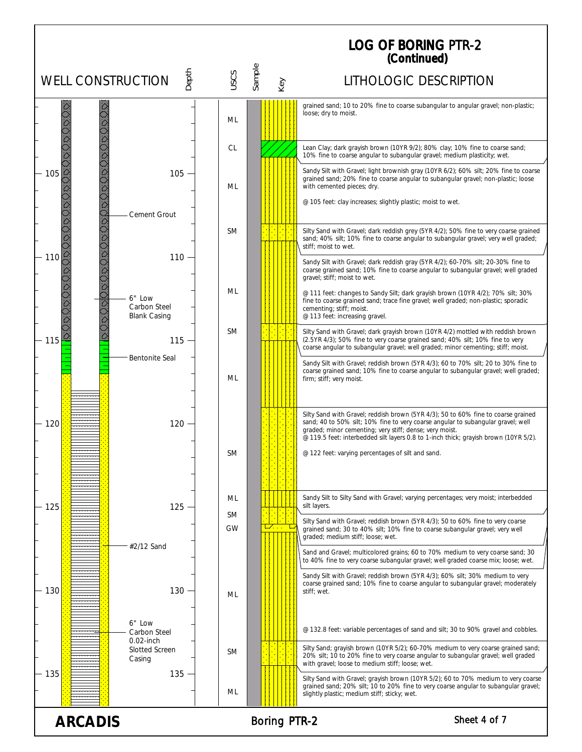# LOG OF BORING PTR-2 (Continued)

## WELL CONSTRUCTION

Well construction labels (by depth):

- Cement Grout (to ~115 feet)
- 6" Low Carbon Steel Blank Casing
- Bentonite Seal (~115 to ~117 feet)
- #2/12 Sand
- 6" Low Carbon Steel 0.02-inch Slotted Screen Casing

## LITHOLOGIC DESCRIPTION

| USCS | Lithologic Description |
|---|---|
| ML | grained sand; 10 to 20% fine to coarse subangular to angular gravel; non-plastic; loose; dry to moist. |
| CL | Lean Clay; dark grayish brown (10YR 9/2); 80% clay; 10% fine to coarse sand; 10% fine to coarse angular to subangular gravel; medium plasticity; wet. |
| ML | Sandy Silt with Gravel; light brownish gray (10YR 6/2); 60% silt; 20% fine to coarse grained sand; 20% fine to coarse angular to subangular gravel; non-plastic; loose with cemented pieces; dry. @ 105 feet: clay increases; slightly plastic; moist to wet. |
| SM | Silty Sand with Gravel; dark reddish grey (5YR 4/2); 50% fine to very coarse grained sand; 40% silt; 10% fine to coarse angular to subangular gravel; very well graded; stiff; moist to wet. |
| ML | Sandy Silt with Gravel; dark reddish gray (5YR 4/2); 60-70% silt; 20-30% fine to coarse grained sand; 10% fine to coarse angular to subangular gravel; well graded gravel; stiff; moist to wet. @ 111 feet: changes to Sandy Silt; dark grayish brown (10YR 4/2); 70% silt; 30% fine to coarse grained sand; trace fine gravel; well graded; non-plastic; sporadic cementing; stiff; moist. @ 113 feet: increasing gravel. |
| SM | Silty Sand with Gravel; dark grayish brown (10YR 4/2) mottled with reddish brown (2.5YR 4/3); 50% fine to very coarse grained sand; 40% silt; 10% fine to very coarse angular to subangular gravel; well graded; minor cementing; stiff; moist. |
| ML | Sandy Silt with Gravel; reddish brown (5YR 4/3); 60 to 70% silt; 20 to 30% fine to coarse grained sand; 10% fine to coarse angular to subangular gravel; well graded; firm; stiff; very moist. |
| SM | Silty Sand with Gravel; reddish brown (5YR 4/3); 50 to 60% fine to coarse grained sand; 40 to 50% silt; 10% fine to very coarse angular to subangular gravel; well graded; minor cementing; very stiff; dense; very moist. @ 119.5 feet: interbedded silt layers 0.8 to 1-inch thick; grayish brown (10YR 5/2). @ 122 feet: varying percentages of silt and sand. |
| ML | Sandy Silt to Silty Sand with Gravel; varying percentages; very moist; interbedded silt layers. |
| SM | Silty Sand with Gravel; reddish brown (5YR 4/3); 50 to 60% fine to very coarse grained sand; 30 to 40% silt; 10% fine to coarse subangular gravel; very well graded; medium stiff; loose; wet. |
| GW | Sand and Gravel; multicolored grains; 60 to 70% medium to very coarse sand; 30 to 40% fine to very coarse subangular gravel; well graded coarse mix; loose; wet. |
| ML | Sandy Silt with Gravel; reddish brown (5YR 4/3); 60% silt; 30% medium to very coarse grained sand; 10% fine to coarse angular to subangular gravel; moderately stiff; wet. @ 132.8 feet: variable percentages of sand and silt; 30 to 90% gravel and cobbles. |
| SM | Silty Sand; grayish brown (10YR 5/2); 60-70% medium to very coarse grained sand; 20% silt; 10 to 20% fine to very coarse angular to subangular gravel; well graded with gravel; loose to medium stiff; loose; wet. |
| ML | Silty Sand with Gravel; grayish brown (10YR 5/2); 60 to 70% medium to very coarse grained sand; 20% silt; 10 to 20% fine to very coarse angular to subangular gravel; slightly plastic; medium stiff; sticky; wet. |

ARCADIS

Boring PTR-2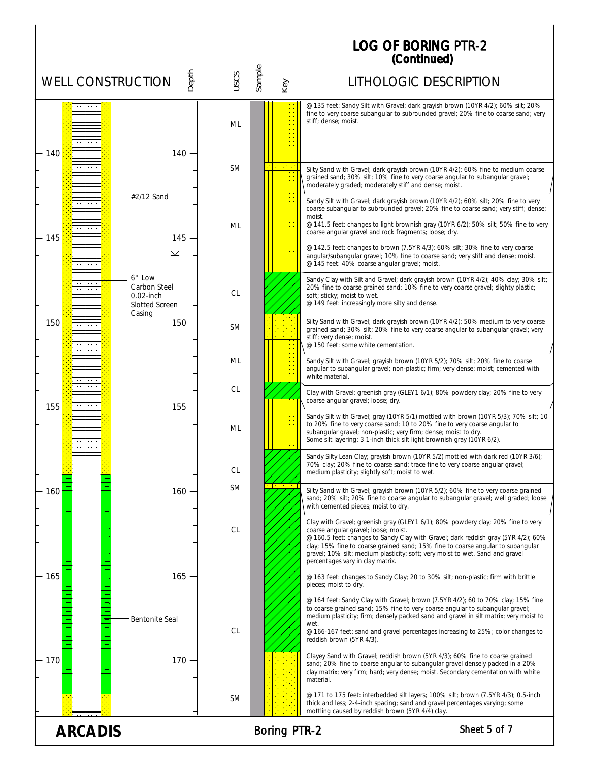# LOG OF BORING PTR-2 (Continued)

## WELL CONSTRUCTION / LITHOLOGIC DESCRIPTION

Well construction labels: #2/12 Sand; 6" Low Carbon Steel 0.02-inch Slotted Screen Casing; Bentonite Seal

| Depth | USCS | Lithologic Description |
|---|---|---|
| 135 | ML | @ 135 feet: Sandy Silt with Gravel; dark grayish brown (10YR 4/2); 60% silt; 20% fine to very coarse subangular to subrounded gravel; 20% fine to coarse sand; very stiff; dense; moist. |
| 140 | SM | Silty Sand with Gravel; dark grayish brown (10YR 4/2); 60% fine to medium coarse grained sand; 30% silt; 10% fine to very coarse angular to subangular gravel; moderately graded; moderately stiff and dense; moist. |
| | ML | Sandy Silt with Gravel; dark grayish brown (10YR 4/2); 60% silt; 20% fine to very coarse subangular to subrounded gravel; 20% fine to coarse sand; very stiff; dense; moist.<br>@ 141.5 feet: changes to light brownish gray (10YR 6/2); 50% silt; 50% fine to very coarse angular gravel and rock fragments; loose; dry.<br>@ 142.5 feet: changes to brown (7.5YR 4/3); 60% silt; 30% fine to very coarse angular/subangular gravel; 10% fine to coarse sand; very stiff and dense; moist.<br>@ 145 feet: 40% coarse angular gravel; moist. |
| | CL | Sandy Clay with Silt and Gravel; dark grayish brown (10YR 4/2); 40% clay; 30% silt; 20% fine to coarse grained sand; 10% fine to very coarse gravel; slighty plastic; soft; sticky; moist to wet.<br>@ 149 feet: increasingly more silty and dense. |
| 150 | SM | Silty Sand with Gravel; dark grayish brown (10YR 4/2); 50% medium to very coarse grained sand; 30% silt; 20% fine to very coarse angular to subangular gravel; very stiff; very dense; moist.<br>@ 150 feet: some white cementation. |
| | ML | Sandy Silt with Gravel; grayish brown (10YR 5/2); 70% silt; 20% fine to coarse angular to subangular gravel; non-plastic; firm; very dense; moist; cemented with white material. |
| | CL | Clay with Gravel; greenish gray (GLEY1 6/1); 80% powdery clay; 20% fine to very coarse angular gravel; loose; dry. |
| 155 | ML | Sandy Silt with Gravel; gray (10YR 5/1) mottled with brown (10YR 5/3); 70% silt; 10 to 20% fine to very coarse sand; 10 to 20% fine to very coarse angular to subangular gravel; non-plastic; very firm; dense; moist to dry.<br>Some silt layering: 3 1-inch thick silt light brownish gray (10YR 6/2). |
| | CL | Sandy Silty Lean Clay; grayish brown (10YR 5/2) mottled with dark red (10YR 3/6); 70% clay; 20% fine to coarse sand; trace fine to very coarse angular gravel; medium plasticity; slightly soft; moist to wet. |
| 160 | SM | Silty Sand with Gravel; grayish brown (10YR 5/2); 60% fine to very coarse grained sand; 20% silt; 20% fine to coarse angular to subangular gravel; well graded; loose with cemented pieces; moist to dry. |
| | CL | Clay with Gravel; greenish gray (GLEY1 6/1); 80% powdery clay; 20% fine to very coarse angular gravel; loose; moist.<br>@ 160.5 feet: changes to Sandy Clay with Gravel; dark reddish gray (5YR 4/2); 60% clay; 15% fine to coarse grained sand; 15% fine to coarse angular to subangular gravel; 10% silt; medium plasticity; soft; very moist to wet. Sand and gravel percentages vary in clay matrix.<br>@ 163 feet: changes to Sandy Clay; 20 to 30% silt; non-plastic; firm with brittle pieces; moist to dry. |
| 165 | CL | @ 164 feet: Sandy Clay with Gravel; brown (7.5YR 4/2); 60 to 70% clay; 15% fine to coarse grained sand; 15% fine to very coarse angular to subangular gravel; medium plasticity; firm; densely packed sand and gravel in silt matrix; very moist to wet.<br>@ 166-167 feet: sand and gravel percentages increasing to 25%; color changes to reddish brown (5YR 4/3). |
| 170 | SM | Clayey Sand with Gravel; reddish brown (5YR 4/3); 60% fine to coarse grained sand; 20% fine to coarse angular to subangular gravel densely packed in a 20% clay matrix; very firm; hard; very dense; moist. Secondary cementation with white material.<br>@ 171 to 175 feet: interbedded silt layers; 100% silt; brown (7.5YR 4/3); 0.5-inch thick and less; 2-4-inch spacing; sand and gravel percentages varying; some mottling caused by reddish brown (5YR 4/4) clay. |

Water level symbol at approximately 146 feet.

ARCADIS — Boring PTR-2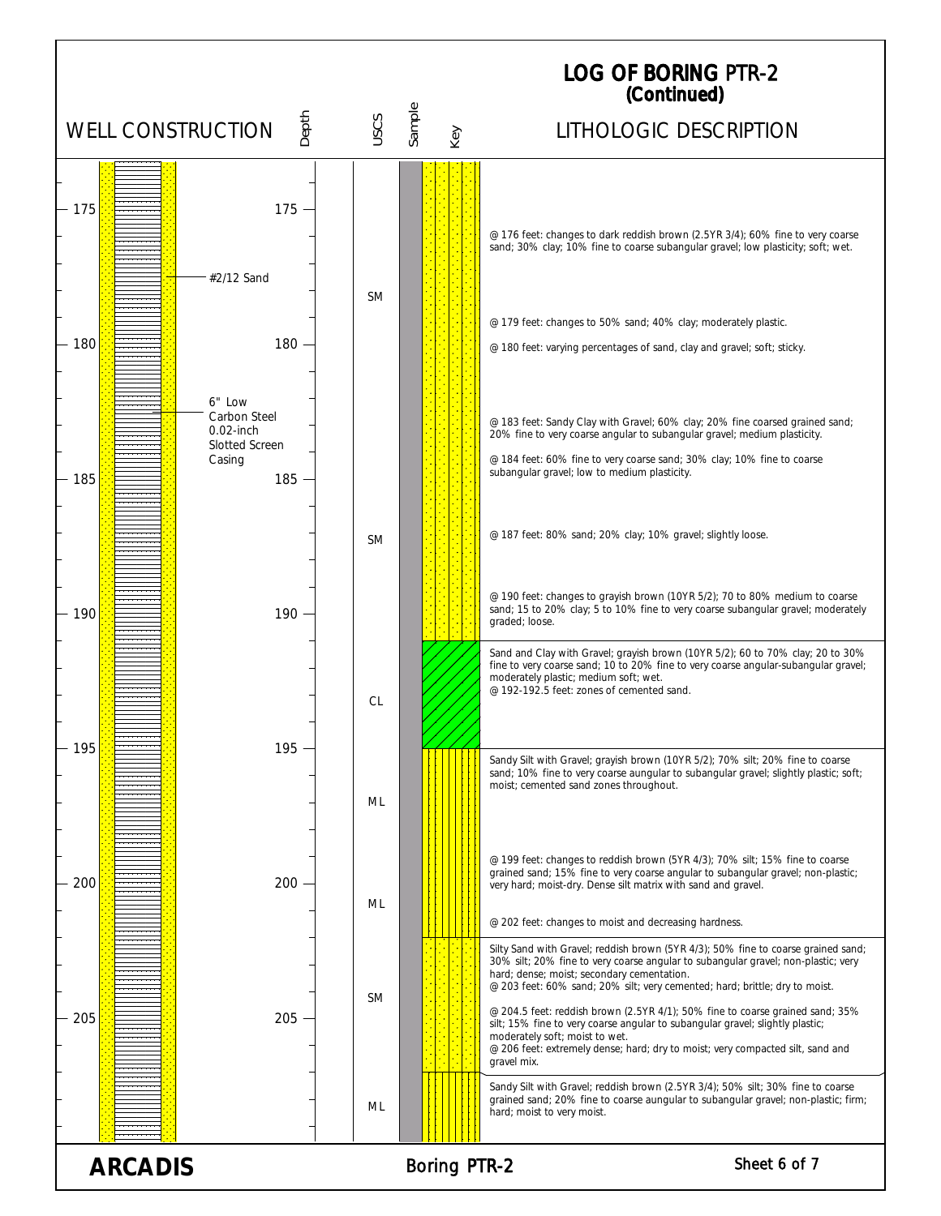# LOG OF BORING PTR-2
## (Continued)

| Depth (ft) | Well Construction | USCS | Lithologic Description |
|---|---|---|---|
| 175–190 | #2/12 Sand; 6" Low Carbon Steel 0.02-inch Slotted Screen Casing | SM | @ 176 feet: changes to dark reddish brown (2.5YR 3/4); 60% fine to very coarse sand; 30% clay; 10% fine to coarse subangular gravel; low plasticity; soft; wet.<br>@ 179 feet: changes to 50% sand; 40% clay; moderately plastic.<br>@ 180 feet: varying percentages of sand, clay and gravel; soft; sticky.<br>@ 183 feet: Sandy Clay with Gravel; 60% clay; 20% fine coarsed grained sand; 20% fine to very coarse angular to subangular gravel; medium plasticity.<br>@ 184 feet: 60% fine to very coarse sand; 30% clay; 10% fine to coarse subangular gravel; low to medium plasticity.<br>@ 187 feet: 80% sand; 20% clay; 10% gravel; slightly loose.<br>@ 190 feet: changes to grayish brown (10YR 5/2); 70 to 80% medium to coarse sand; 15 to 20% clay; 5 to 10% fine to very coarse subangular gravel; moderately graded; loose. |
| 191–195 | | CL | Sand and Clay with Gravel; grayish brown (10YR 5/2); 60 to 70% clay; 20 to 30% fine to very coarse sand; 10 to 20% fine to very coarse angular-subangular gravel; moderately plastic; medium soft; wet.<br>@ 192-192.5 feet: zones of cemented sand. |
| 195–202 | | ML | Sandy Silt with Gravel; grayish brown (10YR 5/2); 70% silt; 20% fine to coarse sand; 10% fine to very coarse angular to subangular gravel; slightly plastic; soft; moist; cemented sand zones throughout.<br>@ 199 feet: changes to reddish brown (5YR 4/3); 70% silt; 15% fine to coarse grained sand; 15% fine to very coarse angular to subangular gravel; non-plastic; very hard; moist-dry. Dense silt matrix with sand and gravel.<br>@ 202 feet: changes to moist and decreasing hardness. |
| 202–207 | | SM | Silty Sand with Gravel; reddish brown (5YR 4/3); 50% fine to coarse grained sand; 30% silt; 20% fine to very coarse angular to subangular gravel; non-plastic; very hard; dense; moist; secondary cementation.<br>@ 203 feet: 60% sand; 20% silt; very cemented; hard; brittle; dry to moist.<br>@ 204.5 feet: reddish brown (2.5YR 4/1); 50% fine to coarse grained sand; 35% silt; 15% fine to very coarse angular to subangular gravel; slightly plastic; moderately soft; moist to wet.<br>@ 206 feet: extremely dense; hard; dry to moist; very compacted silt, sand and gravel mix. |
| 207–209 | | ML | Sandy Silt with Gravel; reddish brown (2.5YR 3/4); 50% silt; 30% fine to coarse grained sand; 20% fine to coarse aungular to subangular gravel; non-plastic; firm; hard; moist to very moist. |

**ARCADIS** — Boring PTR-2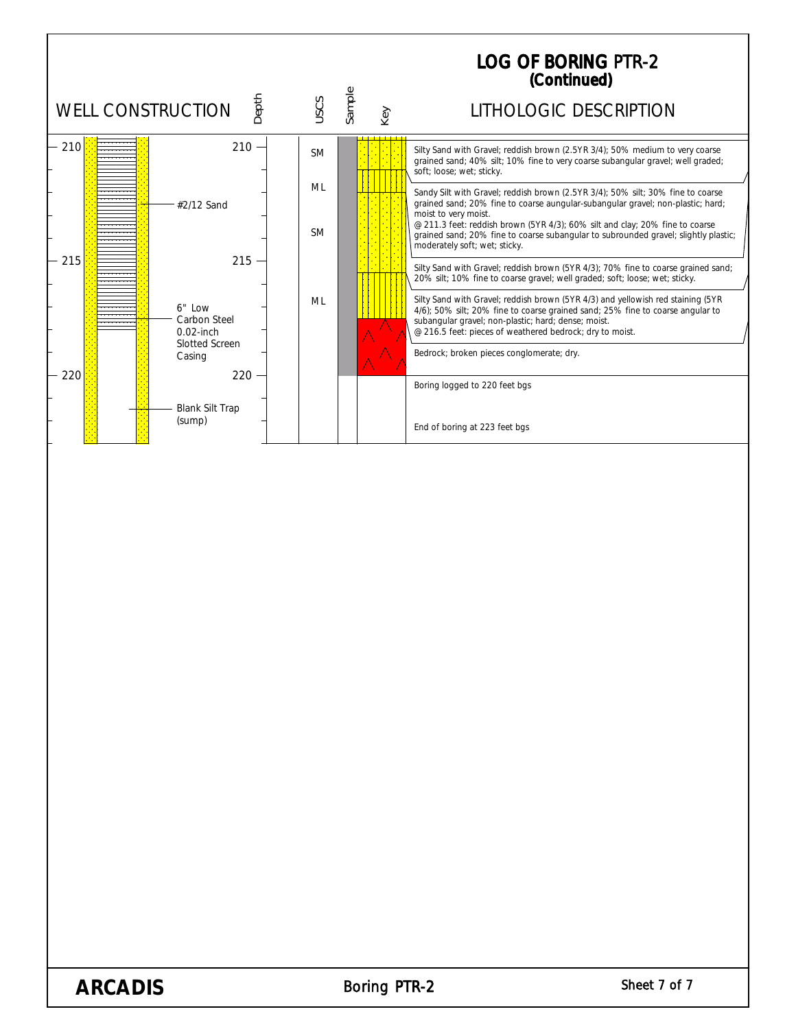# LOG OF BORING PTR-2 (Continued)

| WELL CONSTRUCTION | Depth | USCS | LITHOLOGIC DESCRIPTION |
|---|---|---|---|
| | 210 | SM | Silty Sand with Gravel; reddish brown (2.5YR 3/4); 50% medium to very coarse grained sand; 40% silt; 10% fine to very coarse subangular gravel; well graded; soft; loose; wet; sticky. |
| #2/12 Sand | | ML | Sandy Silt with Gravel; reddish brown (2.5YR 3/4); 50% silt; 30% fine to coarse grained sand; 20% fine to coarse aungular-subangular gravel; non-plastic; hard; moist to very moist. @ 211.3 feet: reddish brown (5YR 4/3); 60% silt and clay; 20% fine to coarse grained sand; 20% fine to coarse subangular to subrounded gravel; slightly plastic; moderately soft; wet; sticky. |
| | | SM | Silty Sand with Gravel; reddish brown (5YR 4/3); 70% fine to coarse grained sand; 20% silt; 10% fine to coarse gravel; well graded; soft; loose; wet; sticky. |
| 6" Low Carbon Steel 0.02-inch Slotted Screen Casing | 215 | ML | Silty Sand with Gravel; reddish brown (5YR 4/3) and yellowish red staining (5YR 4/6); 50% silt; 20% fine to coarse grained sand; 25% fine to coarse angular to subangular gravel; non-plastic; hard; dense; moist. @ 216.5 feet: pieces of weathered bedrock; dry to moist. |
| | | | Bedrock; broken pieces conglomerate; dry. |
| | 220 | | Boring logged to 220 feet bgs |
| Blank Silt Trap (sump) | | | End of boring at 223 feet bgs |